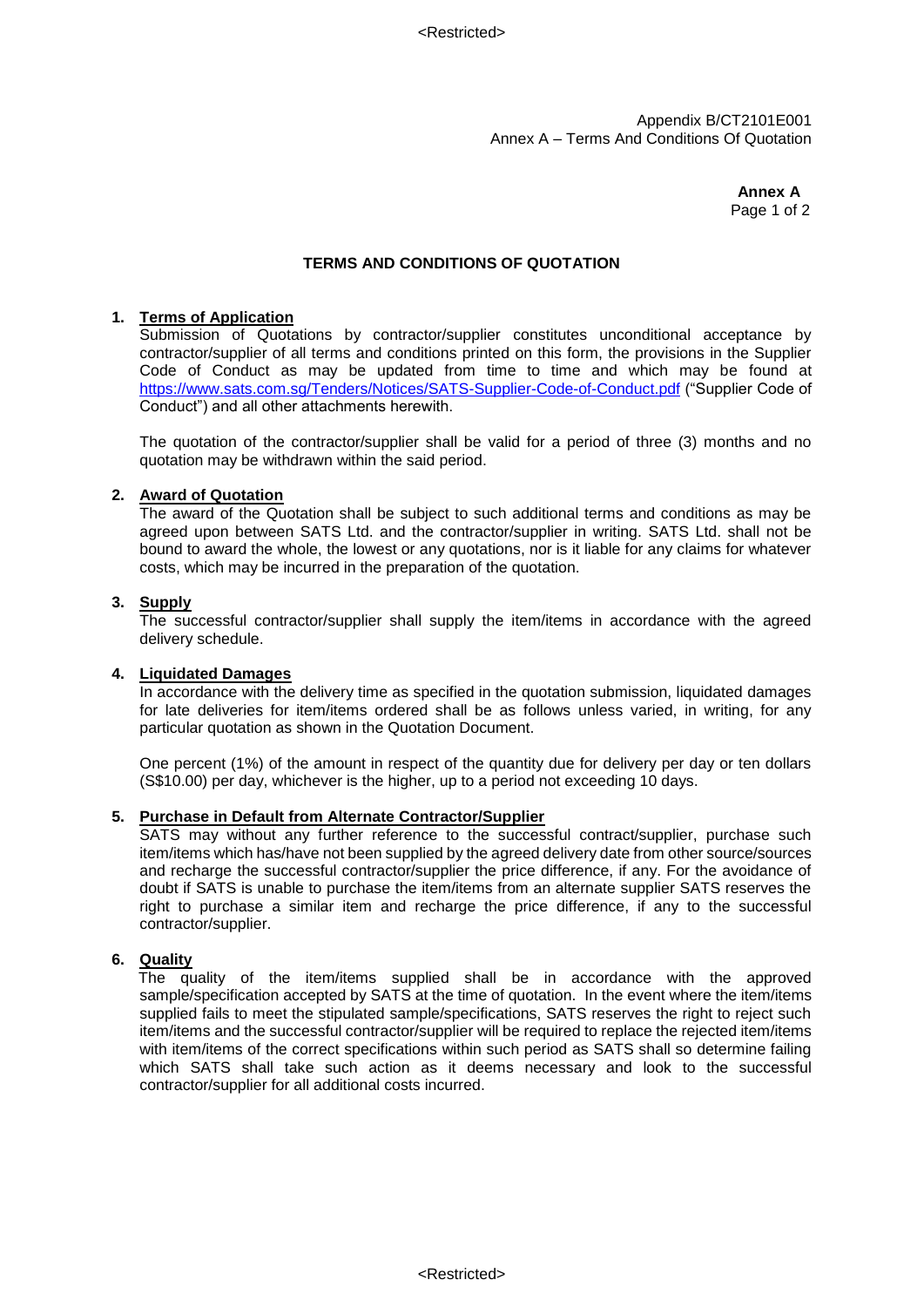Appendix B/CT2101E001
Annex A – Terms And Conditions Of Quotation

**Annex A**

# TERMS AND CONDITIONS OF QUOTATION

1. **Terms of Application**

   Submission of Quotations by contractor/supplier constitutes unconditional acceptance by contractor/supplier of all terms and conditions printed on this form, the provisions in the Supplier Code of Conduct as may be updated from time to time and which may be found at https://www.sats.com.sg/Tenders/Notices/SATS-Supplier-Code-of-Conduct.pdf ("Supplier Code of Conduct") and all other attachments herewith.

   The quotation of the contractor/supplier shall be valid for a period of three (3) months and no quotation may be withdrawn within the said period.

2. **Award of Quotation**

   The award of the Quotation shall be subject to such additional terms and conditions as may be agreed upon between SATS Ltd. and the contractor/supplier in writing. SATS Ltd. shall not be bound to award the whole, the lowest or any quotations, nor is it liable for any claims for whatever costs, which may be incurred in the preparation of the quotation.

3. **Supply**

   The successful contractor/supplier shall supply the item/items in accordance with the agreed delivery schedule.

4. **Liquidated Damages**

   In accordance with the delivery time as specified in the quotation submission, liquidated damages for late deliveries for item/items ordered shall be as follows unless varied, in writing, for any particular quotation as shown in the Quotation Document.

   One percent (1%) of the amount in respect of the quantity due for delivery per day or ten dollars (S$10.00) per day, whichever is the higher, up to a period not exceeding 10 days.

5. **Purchase in Default from Alternate Contractor/Supplier**

   SATS may without any further reference to the successful contract/supplier, purchase such item/items which has/have not been supplied by the agreed delivery date from other source/sources and recharge the successful contractor/supplier the price difference, if any. For the avoidance of doubt if SATS is unable to purchase the item/items from an alternate supplier SATS reserves the right to purchase a similar item and recharge the price difference, if any to the successful contractor/supplier.

6. **Quality**

   The quality of the item/items supplied shall be in accordance with the approved sample/specification accepted by SATS at the time of quotation. In the event where the item/items supplied fails to meet the stipulated sample/specifications, SATS reserves the right to reject such item/items and the successful contractor/supplier will be required to replace the rejected item/items with item/items of the correct specifications within such period as SATS shall so determine failing which SATS shall take such action as it deems necessary and look to the successful contractor/supplier for all additional costs incurred.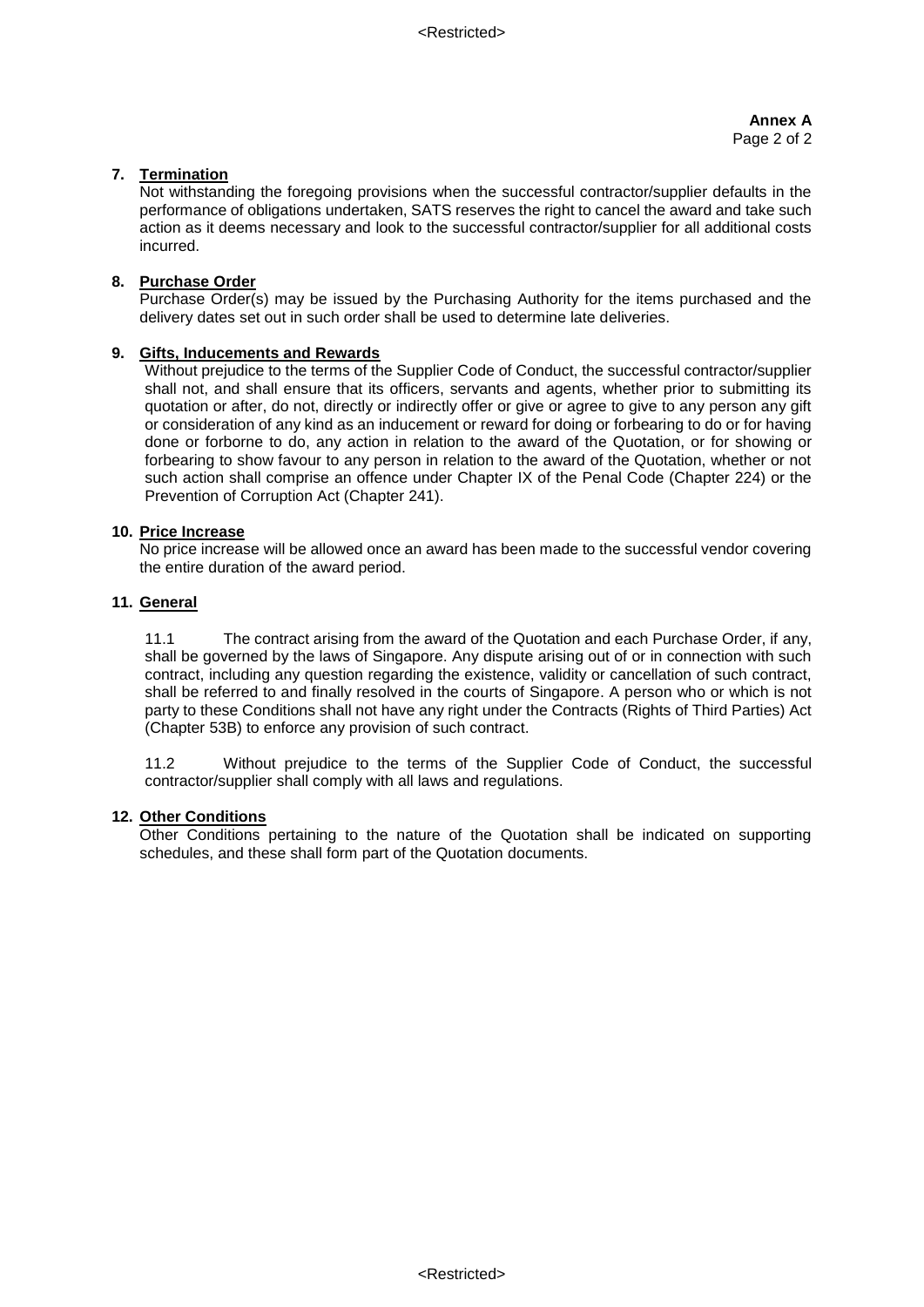**Annex A**

## 7. Termination

Not withstanding the foregoing provisions when the successful contractor/supplier defaults in the performance of obligations undertaken, SATS reserves the right to cancel the award and take such action as it deems necessary and look to the successful contractor/supplier for all additional costs incurred.

## 8. Purchase Order

Purchase Order(s) may be issued by the Purchasing Authority for the items purchased and the delivery dates set out in such order shall be used to determine late deliveries.

## 9. Gifts, Inducements and Rewards

Without prejudice to the terms of the Supplier Code of Conduct, the successful contractor/supplier shall not, and shall ensure that its officers, servants and agents, whether prior to submitting its quotation or after, do not, directly or indirectly offer or give or agree to give to any person any gift or consideration of any kind as an inducement or reward for doing or forbearing to do or for having done or forborne to do, any action in relation to the award of the Quotation, or for showing or forbearing to show favour to any person in relation to the award of the Quotation, whether or not such action shall comprise an offence under Chapter IX of the Penal Code (Chapter 224) or the Prevention of Corruption Act (Chapter 241).

## 10. Price Increase

No price increase will be allowed once an award has been made to the successful vendor covering the entire duration of the award period.

## 11. General

11.1 The contract arising from the award of the Quotation and each Purchase Order, if any, shall be governed by the laws of Singapore. Any dispute arising out of or in connection with such contract, including any question regarding the existence, validity or cancellation of such contract, shall be referred to and finally resolved in the courts of Singapore. A person who or which is not party to these Conditions shall not have any right under the Contracts (Rights of Third Parties) Act (Chapter 53B) to enforce any provision of such contract.

11.2 Without prejudice to the terms of the Supplier Code of Conduct, the successful contractor/supplier shall comply with all laws and regulations.

## 12. Other Conditions

Other Conditions pertaining to the nature of the Quotation shall be indicated on supporting schedules, and these shall form part of the Quotation documents.